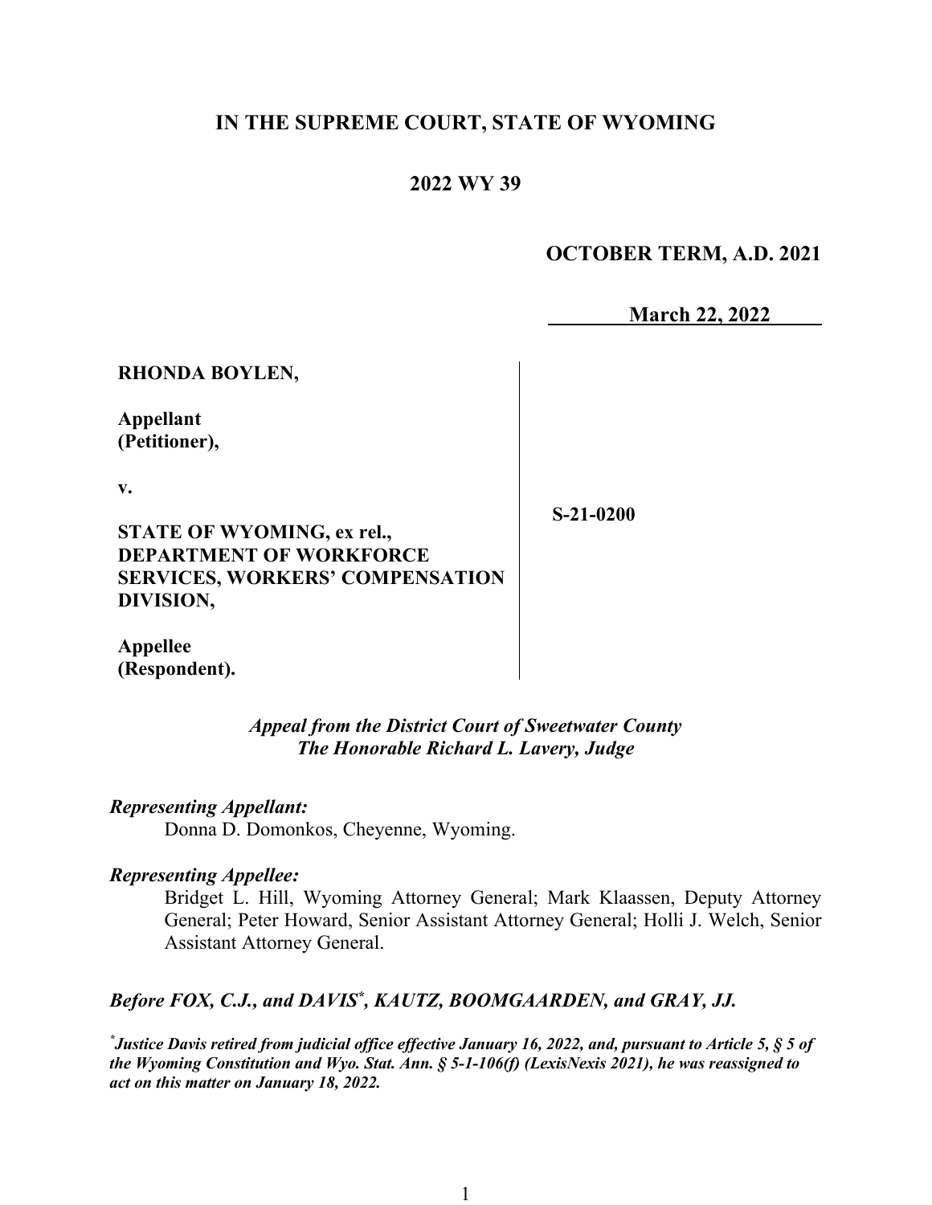**IN THE SUPREME COURT, STATE OF WYOMING**

**2022 WY 39**

**OCTOBER TERM, A.D. 2021**

**March 22, 2022**

**RHONDA BOYLEN,**

**Appellant**
**(Petitioner),**

**v.**

**STATE OF WYOMING, ex rel., DEPARTMENT OF WORKFORCE SERVICES, WORKERS' COMPENSATION DIVISION,**

**Appellee**
**(Respondent).**

**S-21-0200**

***Appeal from the District Court of Sweetwater County***
***The Honorable Richard L. Lavery, Judge***

***Representing Appellant:***

Donna D. Domonkos, Cheyenne, Wyoming.

***Representing Appellee:***

Bridget L. Hill, Wyoming Attorney General; Mark Klaassen, Deputy Attorney General; Peter Howard, Senior Assistant Attorney General; Holli J. Welch, Senior Assistant Attorney General.

***Before FOX, C.J., and DAVIS*, KAUTZ, BOOMGAARDEN, and GRAY, JJ.***

*\*Justice Davis retired from judicial office effective January 16, 2022, and, pursuant to Article 5, § 5 of the Wyoming Constitution and Wyo. Stat. Ann. § 5-1-106(f) (LexisNexis 2021), he was reassigned to act on this matter on January 18, 2022.*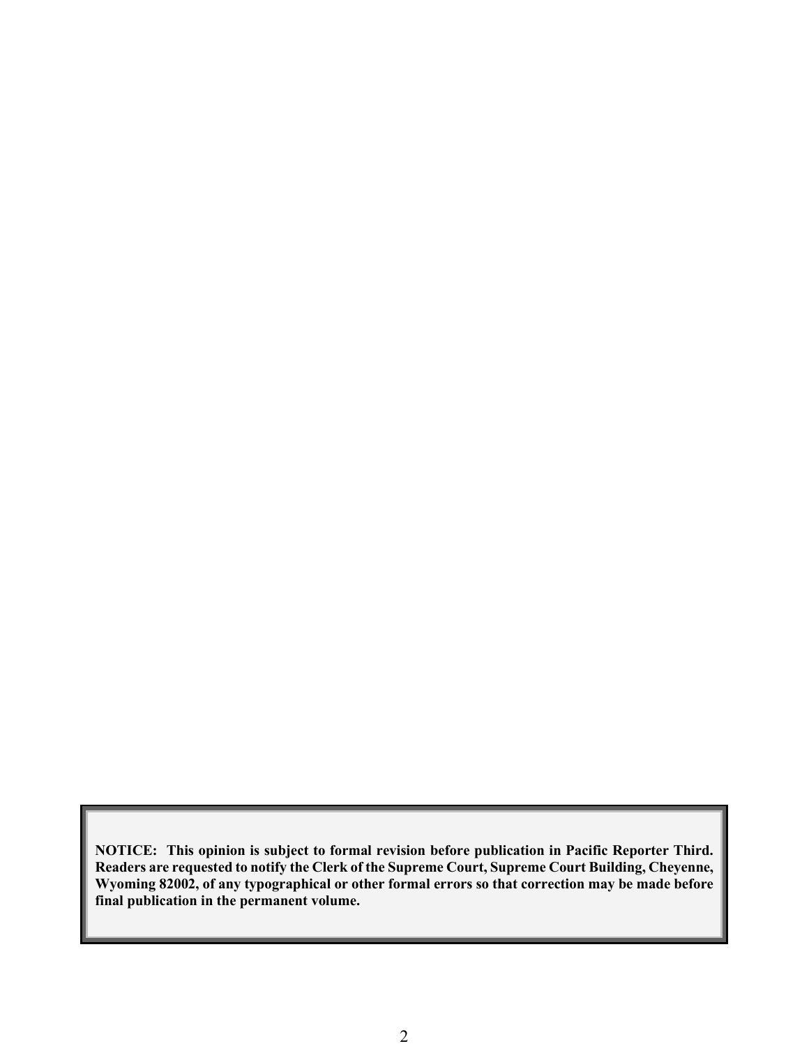**NOTICE: This opinion is subject to formal revision before publication in Pacific Reporter Third. Readers are requested to notify the Clerk of the Supreme Court, Supreme Court Building, Cheyenne, Wyoming 82002, of any typographical or other formal errors so that correction may be made before final publication in the permanent volume.**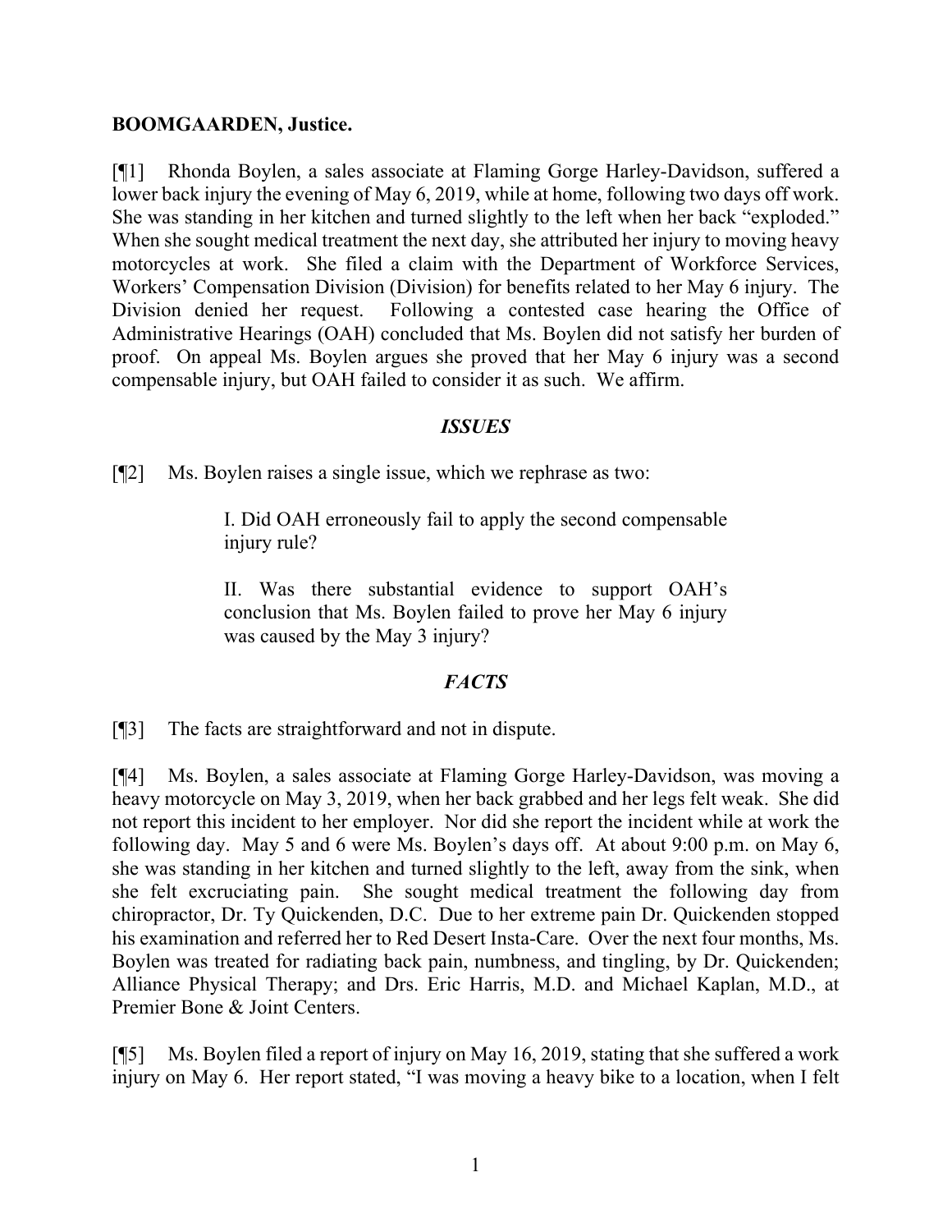**BOOMGAARDEN, Justice.**

[¶1] Rhonda Boylen, a sales associate at Flaming Gorge Harley-Davidson, suffered a lower back injury the evening of May 6, 2019, while at home, following two days off work. She was standing in her kitchen and turned slightly to the left when her back "exploded." When she sought medical treatment the next day, she attributed her injury to moving heavy motorcycles at work. She filed a claim with the Department of Workforce Services, Workers' Compensation Division (Division) for benefits related to her May 6 injury. The Division denied her request. Following a contested case hearing the Office of Administrative Hearings (OAH) concluded that Ms. Boylen did not satisfy her burden of proof. On appeal Ms. Boylen argues she proved that her May 6 injury was a second compensable injury, but OAH failed to consider it as such. We affirm.

### *ISSUES*

[¶2] Ms. Boylen raises a single issue, which we rephrase as two:

> I. Did OAH erroneously fail to apply the second compensable injury rule?
>
> II. Was there substantial evidence to support OAH's conclusion that Ms. Boylen failed to prove her May 6 injury was caused by the May 3 injury?

### *FACTS*

[¶3] The facts are straightforward and not in dispute.

[¶4] Ms. Boylen, a sales associate at Flaming Gorge Harley-Davidson, was moving a heavy motorcycle on May 3, 2019, when her back grabbed and her legs felt weak. She did not report this incident to her employer. Nor did she report the incident while at work the following day. May 5 and 6 were Ms. Boylen's days off. At about 9:00 p.m. on May 6, she was standing in her kitchen and turned slightly to the left, away from the sink, when she felt excruciating pain. She sought medical treatment the following day from chiropractor, Dr. Ty Quickenden, D.C. Due to her extreme pain Dr. Quickenden stopped his examination and referred her to Red Desert Insta-Care. Over the next four months, Ms. Boylen was treated for radiating back pain, numbness, and tingling, by Dr. Quickenden; Alliance Physical Therapy; and Drs. Eric Harris, M.D. and Michael Kaplan, M.D., at Premier Bone & Joint Centers.

[¶5] Ms. Boylen filed a report of injury on May 16, 2019, stating that she suffered a work injury on May 6. Her report stated, "I was moving a heavy bike to a location, when I felt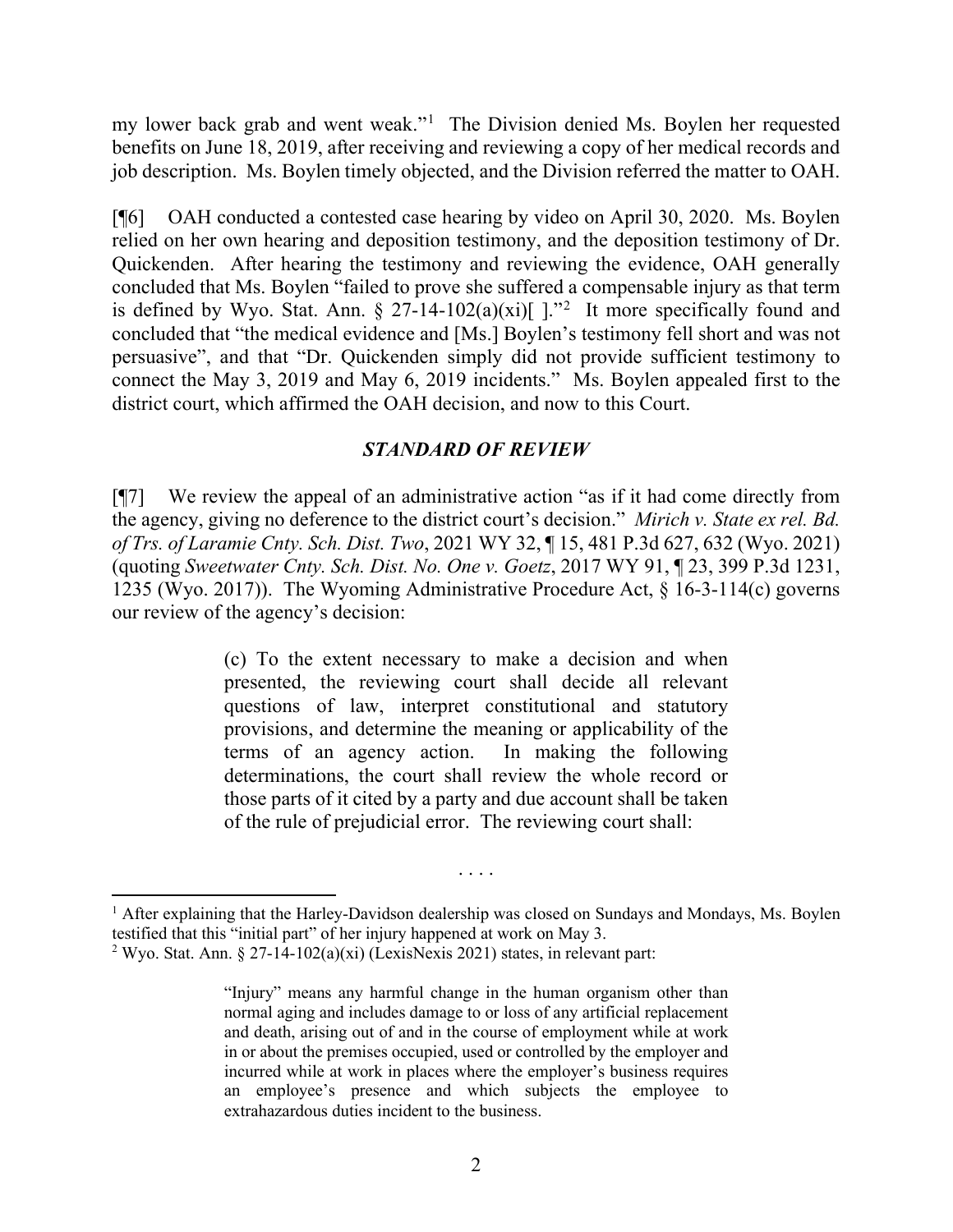my lower back grab and went weak."[1] The Division denied Ms. Boylen her requested benefits on June 18, 2019, after receiving and reviewing a copy of her medical records and job description. Ms. Boylen timely objected, and the Division referred the matter to OAH.

[¶6] OAH conducted a contested case hearing by video on April 30, 2020. Ms. Boylen relied on her own hearing and deposition testimony, and the deposition testimony of Dr. Quickenden. After hearing the testimony and reviewing the evidence, OAH generally concluded that Ms. Boylen "failed to prove she suffered a compensable injury as that term is defined by Wyo. Stat. Ann. § 27-14-102(a)(xi)[ ]."[2] It more specifically found and concluded that "the medical evidence and [Ms.] Boylen's testimony fell short and was not persuasive", and that "Dr. Quickenden simply did not provide sufficient testimony to connect the May 3, 2019 and May 6, 2019 incidents." Ms. Boylen appealed first to the district court, which affirmed the OAH decision, and now to this Court.

## *STANDARD OF REVIEW*

[¶7] We review the appeal of an administrative action "as if it had come directly from the agency, giving no deference to the district court's decision." *Mirich v. State ex rel. Bd. of Trs. of Laramie Cnty. Sch. Dist. Two*, 2021 WY 32, ¶ 15, 481 P.3d 627, 632 (Wyo. 2021) (quoting *Sweetwater Cnty. Sch. Dist. No. One v. Goetz*, 2017 WY 91, ¶ 23, 399 P.3d 1231, 1235 (Wyo. 2017)). The Wyoming Administrative Procedure Act, § 16-3-114(c) governs our review of the agency's decision:

> (c) To the extent necessary to make a decision and when presented, the reviewing court shall decide all relevant questions of law, interpret constitutional and statutory provisions, and determine the meaning or applicability of the terms of an agency action. In making the following determinations, the court shall review the whole record or those parts of it cited by a party and due account shall be taken of the rule of prejudicial error. The reviewing court shall:
>
> . . . .

---

[1] After explaining that the Harley-Davidson dealership was closed on Sundays and Mondays, Ms. Boylen testified that this "initial part" of her injury happened at work on May 3.

[2] Wyo. Stat. Ann. § 27-14-102(a)(xi) (LexisNexis 2021) states, in relevant part:

> "Injury" means any harmful change in the human organism other than normal aging and includes damage to or loss of any artificial replacement and death, arising out of and in the course of employment while at work in or about the premises occupied, used or controlled by the employer and incurred while at work in places where the employer's business requires an employee's presence and which subjects the employee to extrahazardous duties incident to the business.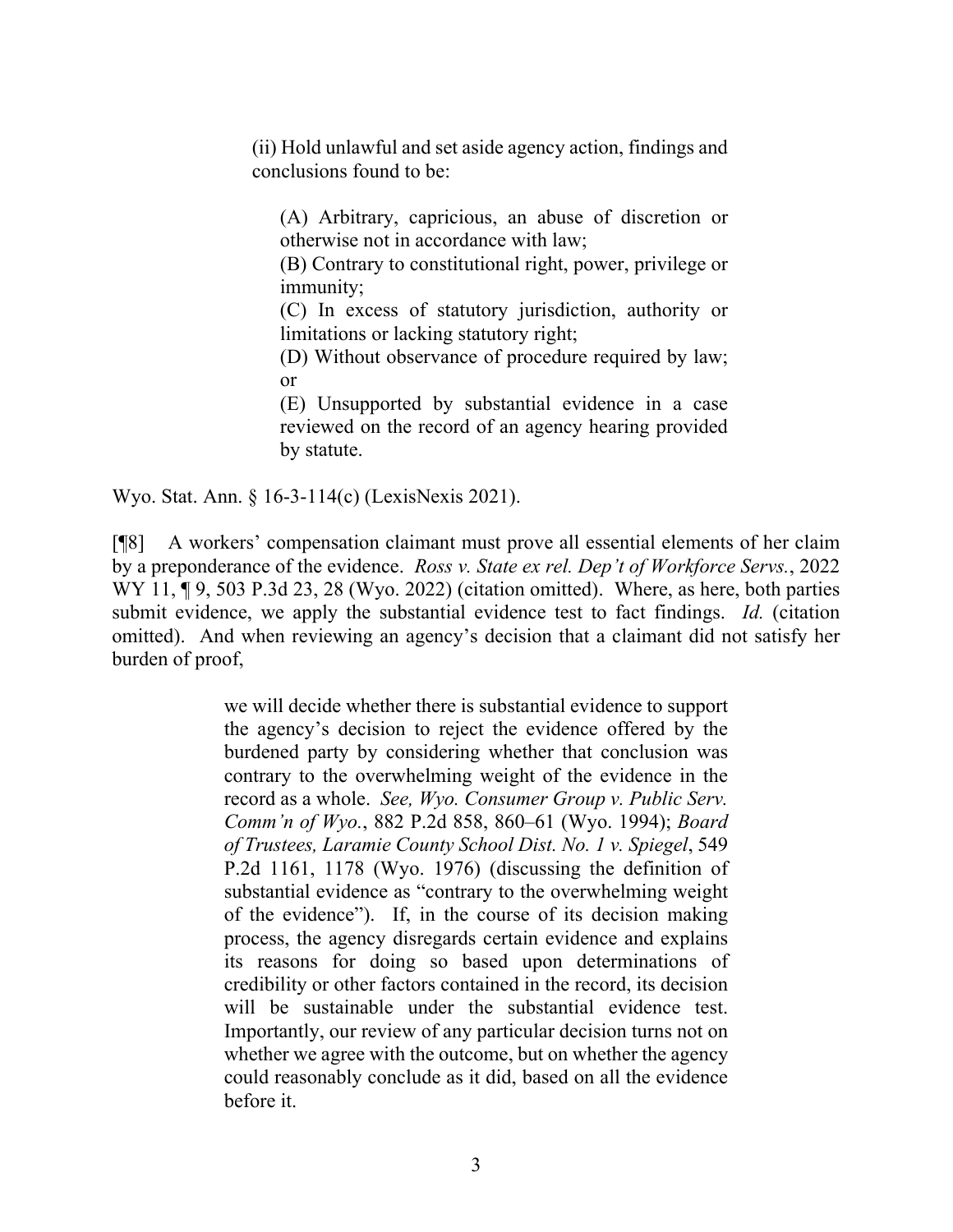> (ii) Hold unlawful and set aside agency action, findings and conclusions found to be:
>
> > (A) Arbitrary, capricious, an abuse of discretion or otherwise not in accordance with law;
> > (B) Contrary to constitutional right, power, privilege or immunity;
> > (C) In excess of statutory jurisdiction, authority or limitations or lacking statutory right;
> > (D) Without observance of procedure required by law; or
> > (E) Unsupported by substantial evidence in a case reviewed on the record of an agency hearing provided by statute.

Wyo. Stat. Ann. § 16-3-114(c) (LexisNexis 2021).

[¶8] A workers' compensation claimant must prove all essential elements of her claim by a preponderance of the evidence. *Ross v. State ex rel. Dep't of Workforce Servs.*, 2022 WY 11, ¶ 9, 503 P.3d 23, 28 (Wyo. 2022) (citation omitted). Where, as here, both parties submit evidence, we apply the substantial evidence test to fact findings. *Id.* (citation omitted). And when reviewing an agency's decision that a claimant did not satisfy her burden of proof,

> we will decide whether there is substantial evidence to support the agency's decision to reject the evidence offered by the burdened party by considering whether that conclusion was contrary to the overwhelming weight of the evidence in the record as a whole. *See, Wyo. Consumer Group v. Public Serv. Comm'n of Wyo.*, 882 P.2d 858, 860–61 (Wyo. 1994); *Board of Trustees, Laramie County School Dist. No. 1 v. Spiegel*, 549 P.2d 1161, 1178 (Wyo. 1976) (discussing the definition of substantial evidence as "contrary to the overwhelming weight of the evidence"). If, in the course of its decision making process, the agency disregards certain evidence and explains its reasons for doing so based upon determinations of credibility or other factors contained in the record, its decision will be sustainable under the substantial evidence test. Importantly, our review of any particular decision turns not on whether we agree with the outcome, but on whether the agency could reasonably conclude as it did, based on all the evidence before it.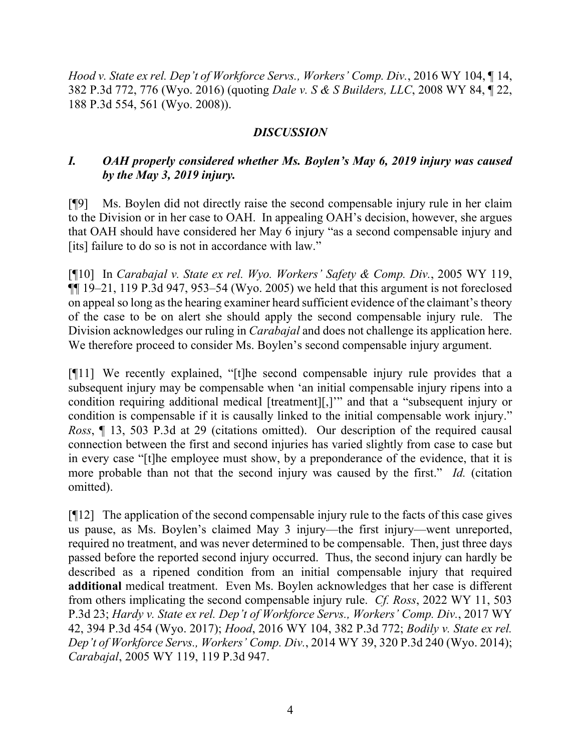*Hood v. State ex rel. Dep't of Workforce Servs., Workers' Comp. Div.*, 2016 WY 104, ¶ 14, 382 P.3d 772, 776 (Wyo. 2016) (quoting *Dale v. S & S Builders, LLC*, 2008 WY 84, ¶ 22, 188 P.3d 554, 561 (Wyo. 2008)).

## *DISCUSSION*

### *I. OAH properly considered whether Ms. Boylen's May 6, 2019 injury was caused by the May 3, 2019 injury.*

[¶9] Ms. Boylen did not directly raise the second compensable injury rule in her claim to the Division or in her case to OAH. In appealing OAH's decision, however, she argues that OAH should have considered her May 6 injury "as a second compensable injury and [its] failure to do so is not in accordance with law."

[¶10] In *Carabajal v. State ex rel. Wyo. Workers' Safety & Comp. Div.*, 2005 WY 119, ¶¶ 19–21, 119 P.3d 947, 953–54 (Wyo. 2005) we held that this argument is not foreclosed on appeal so long as the hearing examiner heard sufficient evidence of the claimant's theory of the case to be on alert she should apply the second compensable injury rule. The Division acknowledges our ruling in *Carabajal* and does not challenge its application here. We therefore proceed to consider Ms. Boylen's second compensable injury argument.

[¶11] We recently explained, "[t]he second compensable injury rule provides that a subsequent injury may be compensable when 'an initial compensable injury ripens into a condition requiring additional medical [treatment][,]'" and that a "subsequent injury or condition is compensable if it is causally linked to the initial compensable work injury." *Ross*, ¶ 13, 503 P.3d at 29 (citations omitted). Our description of the required causal connection between the first and second injuries has varied slightly from case to case but in every case "[t]he employee must show, by a preponderance of the evidence, that it is more probable than not that the second injury was caused by the first." *Id.* (citation omitted).

[¶12] The application of the second compensable injury rule to the facts of this case gives us pause, as Ms. Boylen's claimed May 3 injury—the first injury—went unreported, required no treatment, and was never determined to be compensable. Then, just three days passed before the reported second injury occurred. Thus, the second injury can hardly be described as a ripened condition from an initial compensable injury that required **additional** medical treatment. Even Ms. Boylen acknowledges that her case is different from others implicating the second compensable injury rule. *Cf. Ross*, 2022 WY 11, 503 P.3d 23; *Hardy v. State ex rel. Dep't of Workforce Servs., Workers' Comp. Div.*, 2017 WY 42, 394 P.3d 454 (Wyo. 2017); *Hood*, 2016 WY 104, 382 P.3d 772; *Bodily v. State ex rel. Dep't of Workforce Servs., Workers' Comp. Div.*, 2014 WY 39, 320 P.3d 240 (Wyo. 2014); *Carabajal*, 2005 WY 119, 119 P.3d 947.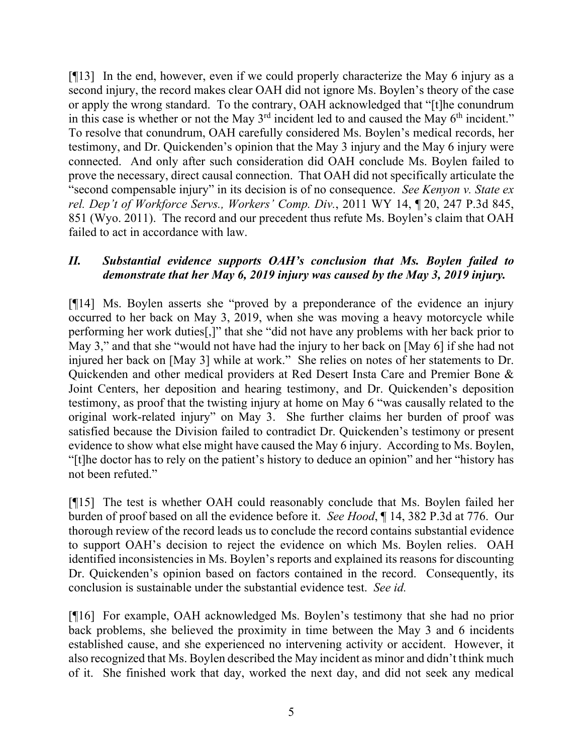[¶13] In the end, however, even if we could properly characterize the May 6 injury as a second injury, the record makes clear OAH did not ignore Ms. Boylen's theory of the case or apply the wrong standard. To the contrary, OAH acknowledged that "[t]he conundrum in this case is whether or not the May 3rd incident led to and caused the May 6th incident." To resolve that conundrum, OAH carefully considered Ms. Boylen's medical records, her testimony, and Dr. Quickenden's opinion that the May 3 injury and the May 6 injury were connected. And only after such consideration did OAH conclude Ms. Boylen failed to prove the necessary, direct causal connection. That OAH did not specifically articulate the "second compensable injury" in its decision is of no consequence. *See Kenyon v. State ex rel. Dep't of Workforce Servs., Workers' Comp. Div.*, 2011 WY 14, ¶ 20, 247 P.3d 845, 851 (Wyo. 2011). The record and our precedent thus refute Ms. Boylen's claim that OAH failed to act in accordance with law.

## *II. Substantial evidence supports OAH's conclusion that Ms. Boylen failed to demonstrate that her May 6, 2019 injury was caused by the May 3, 2019 injury.*

[¶14] Ms. Boylen asserts she "proved by a preponderance of the evidence an injury occurred to her back on May 3, 2019, when she was moving a heavy motorcycle while performing her work duties[,]" that she "did not have any problems with her back prior to May 3," and that she "would not have had the injury to her back on [May 6] if she had not injured her back on [May 3] while at work." She relies on notes of her statements to Dr. Quickenden and other medical providers at Red Desert Insta Care and Premier Bone & Joint Centers, her deposition and hearing testimony, and Dr. Quickenden's deposition testimony, as proof that the twisting injury at home on May 6 "was causally related to the original work-related injury" on May 3. She further claims her burden of proof was satisfied because the Division failed to contradict Dr. Quickenden's testimony or present evidence to show what else might have caused the May 6 injury. According to Ms. Boylen, "[t]he doctor has to rely on the patient's history to deduce an opinion" and her "history has not been refuted."

[¶15] The test is whether OAH could reasonably conclude that Ms. Boylen failed her burden of proof based on all the evidence before it. *See Hood*, ¶ 14, 382 P.3d at 776. Our thorough review of the record leads us to conclude the record contains substantial evidence to support OAH's decision to reject the evidence on which Ms. Boylen relies. OAH identified inconsistencies in Ms. Boylen's reports and explained its reasons for discounting Dr. Quickenden's opinion based on factors contained in the record. Consequently, its conclusion is sustainable under the substantial evidence test. *See id.*

[¶16] For example, OAH acknowledged Ms. Boylen's testimony that she had no prior back problems, she believed the proximity in time between the May 3 and 6 incidents established cause, and she experienced no intervening activity or accident. However, it also recognized that Ms. Boylen described the May incident as minor and didn't think much of it. She finished work that day, worked the next day, and did not seek any medical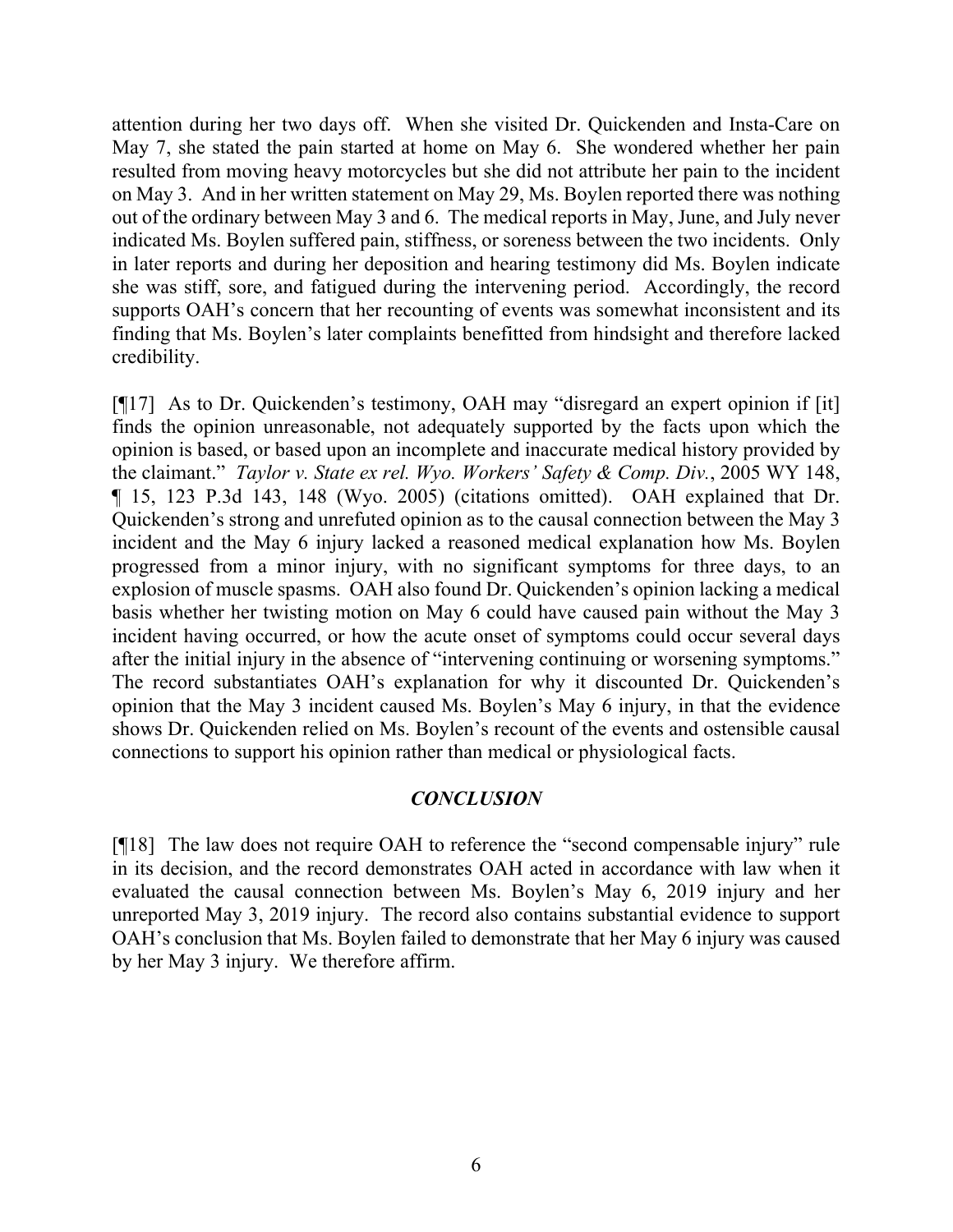attention during her two days off. When she visited Dr. Quickenden and Insta-Care on May 7, she stated the pain started at home on May 6. She wondered whether her pain resulted from moving heavy motorcycles but she did not attribute her pain to the incident on May 3. And in her written statement on May 29, Ms. Boylen reported there was nothing out of the ordinary between May 3 and 6. The medical reports in May, June, and July never indicated Ms. Boylen suffered pain, stiffness, or soreness between the two incidents. Only in later reports and during her deposition and hearing testimony did Ms. Boylen indicate she was stiff, sore, and fatigued during the intervening period. Accordingly, the record supports OAH's concern that her recounting of events was somewhat inconsistent and its finding that Ms. Boylen's later complaints benefitted from hindsight and therefore lacked credibility.

[¶17] As to Dr. Quickenden's testimony, OAH may "disregard an expert opinion if [it] finds the opinion unreasonable, not adequately supported by the facts upon which the opinion is based, or based upon an incomplete and inaccurate medical history provided by the claimant." *Taylor v. State ex rel. Wyo. Workers' Safety & Comp. Div.*, 2005 WY 148, ¶ 15, 123 P.3d 143, 148 (Wyo. 2005) (citations omitted). OAH explained that Dr. Quickenden's strong and unrefuted opinion as to the causal connection between the May 3 incident and the May 6 injury lacked a reasoned medical explanation how Ms. Boylen progressed from a minor injury, with no significant symptoms for three days, to an explosion of muscle spasms. OAH also found Dr. Quickenden's opinion lacking a medical basis whether her twisting motion on May 6 could have caused pain without the May 3 incident having occurred, or how the acute onset of symptoms could occur several days after the initial injury in the absence of "intervening continuing or worsening symptoms." The record substantiates OAH's explanation for why it discounted Dr. Quickenden's opinion that the May 3 incident caused Ms. Boylen's May 6 injury, in that the evidence shows Dr. Quickenden relied on Ms. Boylen's recount of the events and ostensible causal connections to support his opinion rather than medical or physiological facts.

## *CONCLUSION*

[¶18] The law does not require OAH to reference the "second compensable injury" rule in its decision, and the record demonstrates OAH acted in accordance with law when it evaluated the causal connection between Ms. Boylen's May 6, 2019 injury and her unreported May 3, 2019 injury. The record also contains substantial evidence to support OAH's conclusion that Ms. Boylen failed to demonstrate that her May 6 injury was caused by her May 3 injury. We therefore affirm.